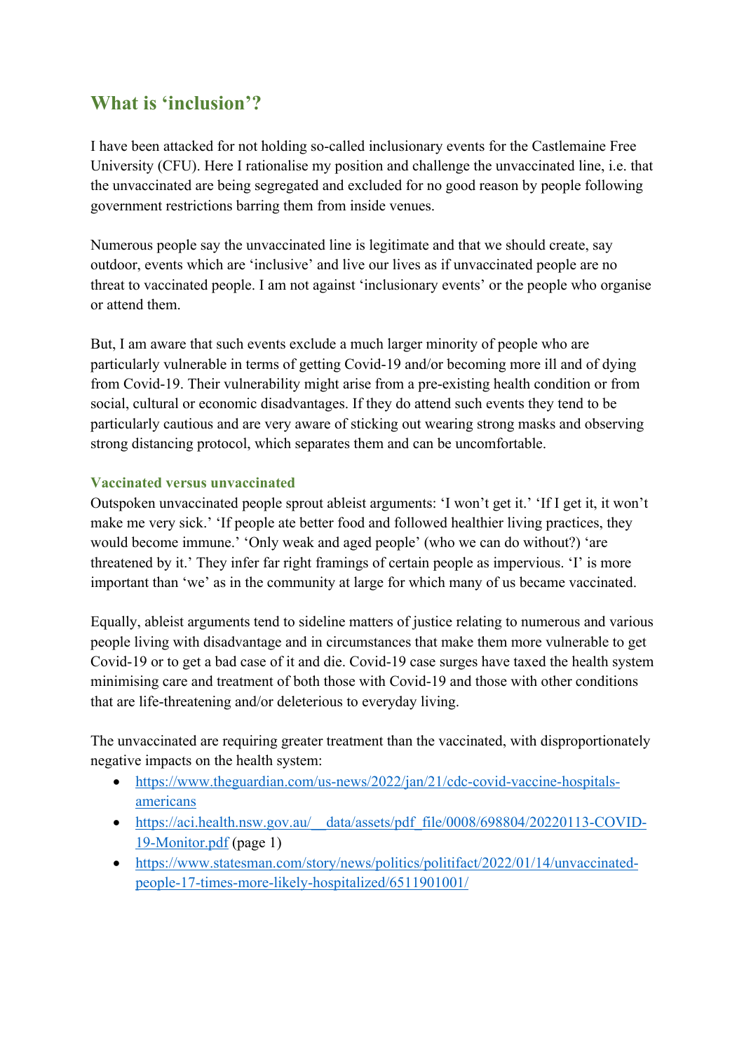# What is 'inclusion'?

I have been attacked for not holding so-called inclusionary events for the Castlemaine Free University (CFU). Here I rationalise my position and challenge the unvaccinated line, i.e. that the unvaccinated are being segregated and excluded for no good reason by people following government restrictions barring them from inside venues.

Numerous people say the unvaccinated line is legitimate and that we should create, say outdoor, events which are 'inclusive' and live our lives as if unvaccinated people are no threat to vaccinated people. I am not against 'inclusionary events' or the people who organise or attend them.

But, I am aware that such events exclude a much larger minority of people who are particularly vulnerable in terms of getting Covid-19 and/or becoming more ill and of dying from Covid-19. Their vulnerability might arise from a pre-existing health condition or from social, cultural or economic disadvantages. If they do attend such events they tend to be particularly cautious and are very aware of sticking out wearing strong masks and observing strong distancing protocol, which separates them and can be uncomfortable.

### Vaccinated versus unvaccinated

Outspoken unvaccinated people sprout ableist arguments: 'I won't get it.' 'If I get it, it won't make me very sick.' 'If people ate better food and followed healthier living practices, they would become immune.' 'Only weak and aged people' (who we can do without?) 'are threatened by it.' They infer far right framings of certain people as impervious. 'I' is more important than 'we' as in the community at large for which many of us became vaccinated.

Equally, ableist arguments tend to sideline matters of justice relating to numerous and various people living with disadvantage and in circumstances that make them more vulnerable to get Covid-19 or to get a bad case of it and die. Covid-19 case surges have taxed the health system minimising care and treatment of both those with Covid-19 and those with other conditions that are life-threatening and/or deleterious to everyday living.

The unvaccinated are requiring greater treatment than the vaccinated, with disproportionately negative impacts on the health system:

- https://www.theguardian.com/us-news/2022/jan/21/cdc-covid-vaccine-hospitals-americans
- https://aci.health.nsw.gov.au/__data/assets/pdf_file/0008/698804/20220113-COVID-19-Monitor.pdf (page 1)
- https://www.statesman.com/story/news/politics/politifact/2022/01/14/unvaccinated-people-17-times-more-likely-hospitalized/6511901001/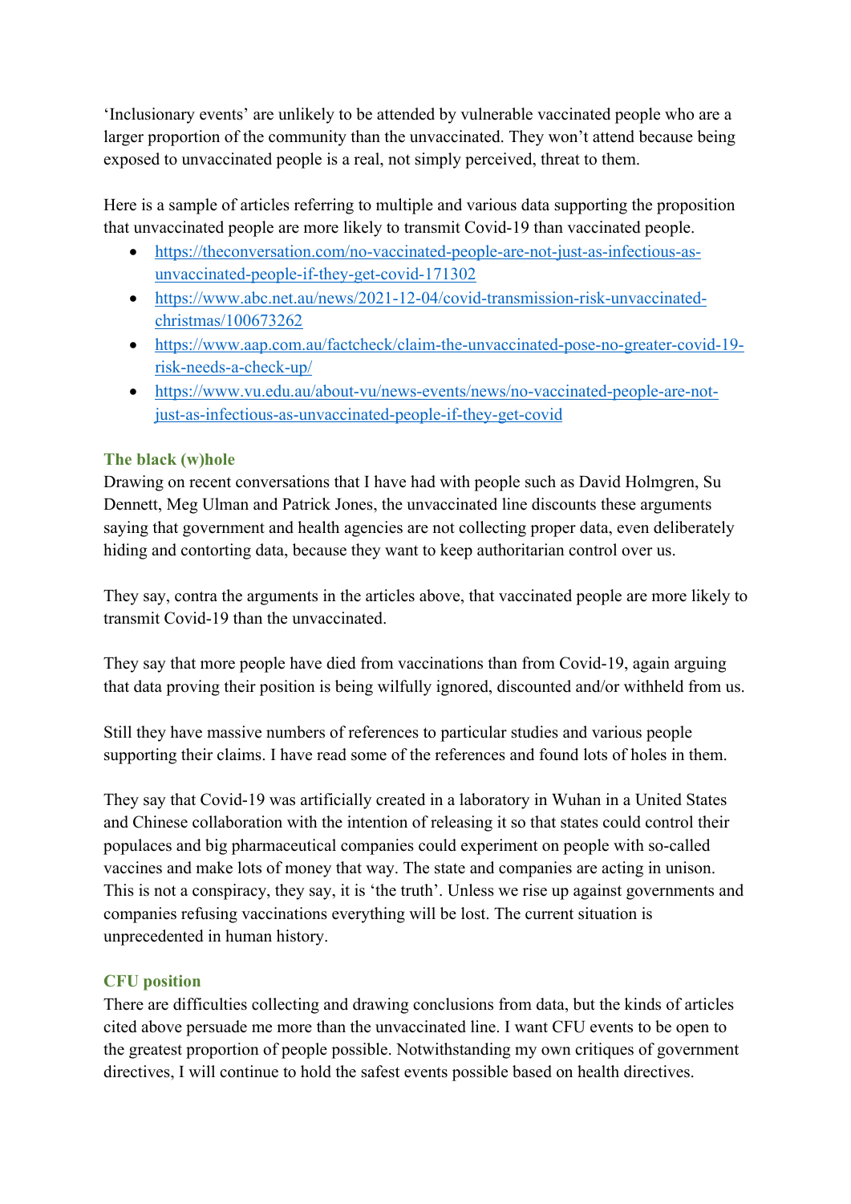'Inclusionary events' are unlikely to be attended by vulnerable vaccinated people who are a larger proportion of the community than the unvaccinated. They won't attend because being exposed to unvaccinated people is a real, not simply perceived, threat to them.

Here is a sample of articles referring to multiple and various data supporting the proposition that unvaccinated people are more likely to transmit Covid-19 than vaccinated people.

- https://theconversation.com/no-vaccinated-people-are-not-just-as-infectious-as-unvaccinated-people-if-they-get-covid-171302
- https://www.abc.net.au/news/2021-12-04/covid-transmission-risk-unvaccinated-christmas/100673262
- https://www.aap.com.au/factcheck/claim-the-unvaccinated-pose-no-greater-covid-19-risk-needs-a-check-up/
- https://www.vu.edu.au/about-vu/news-events/news/no-vaccinated-people-are-not-just-as-infectious-as-unvaccinated-people-if-they-get-covid

### The black (w)hole

Drawing on recent conversations that I have had with people such as David Holmgren, Su Dennett, Meg Ulman and Patrick Jones, the unvaccinated line discounts these arguments saying that government and health agencies are not collecting proper data, even deliberately hiding and contorting data, because they want to keep authoritarian control over us.

They say, contra the arguments in the articles above, that vaccinated people are more likely to transmit Covid-19 than the unvaccinated.

They say that more people have died from vaccinations than from Covid-19, again arguing that data proving their position is being wilfully ignored, discounted and/or withheld from us.

Still they have massive numbers of references to particular studies and various people supporting their claims. I have read some of the references and found lots of holes in them.

They say that Covid-19 was artificially created in a laboratory in Wuhan in a United States and Chinese collaboration with the intention of releasing it so that states could control their populaces and big pharmaceutical companies could experiment on people with so-called vaccines and make lots of money that way. The state and companies are acting in unison. This is not a conspiracy, they say, it is 'the truth'. Unless we rise up against governments and companies refusing vaccinations everything will be lost. The current situation is unprecedented in human history.

### CFU position

There are difficulties collecting and drawing conclusions from data, but the kinds of articles cited above persuade me more than the unvaccinated line. I want CFU events to be open to the greatest proportion of people possible. Notwithstanding my own critiques of government directives, I will continue to hold the safest events possible based on health directives.